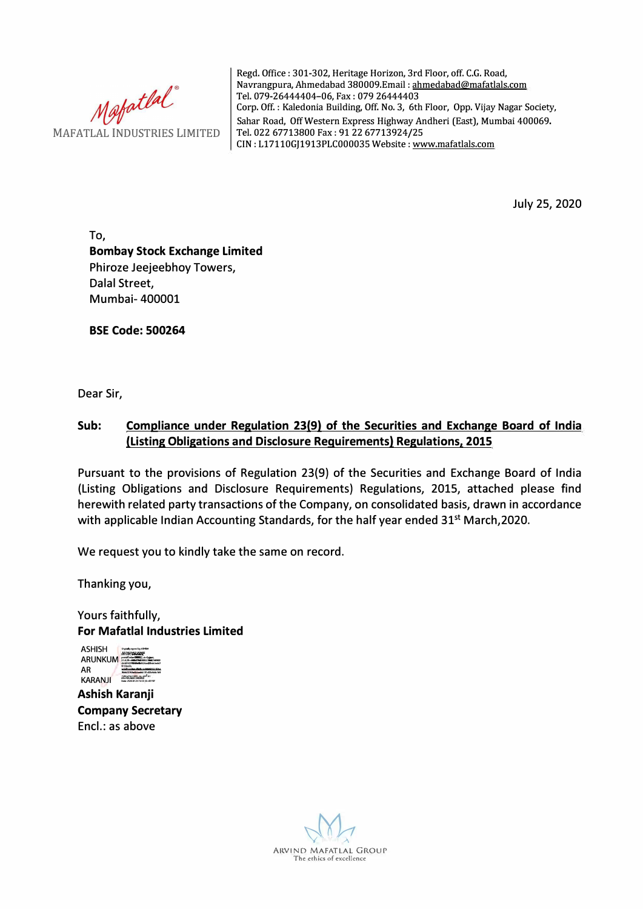Mafatlal®
MAFATLAL INDUSTRIES LIMITED

Regd. Office : 301-302, Heritage Horizon, 3rd Floor, off. C.G. Road, Navrangpura, Ahmedabad 380009.Email : ahmedabad@mafatlals.com
Tel. 079-26444404–06, Fax : 079 26444403
Corp. Off. : Kaledonia Building, Off. No. 3, 6th Floor, Opp. Vijay Nagar Society, Sahar Road, Off Western Express Highway Andheri (East), Mumbai 400069.
Tel. 022 67713800 Fax : 91 22 67713924/25
CIN : L17110GJ1913PLC000035 Website : www.mafatlals.com

July 25, 2020

To,
**Bombay Stock Exchange Limited**
Phiroze Jeejeebhoy Towers,
Dalal Street,
Mumbai- 400001

**BSE Code: 500264**

Dear Sir,

**Sub: Compliance under Regulation 23(9) of the Securities and Exchange Board of India (Listing Obligations and Disclosure Requirements) Regulations, 2015**

Pursuant to the provisions of Regulation 23(9) of the Securities and Exchange Board of India (Listing Obligations and Disclosure Requirements) Regulations, 2015, attached please find herewith related party transactions of the Company, on consolidated basis, drawn in accordance with applicable Indian Accounting Standards, for the half year ended 31st March,2020.

We request you to kindly take the same on record.

Thanking you,

Yours faithfully,
**For Mafatlal Industries Limited**

ASHISH ARUNKUMAR KARANJI

**Ashish Karanji**
**Company Secretary**
Encl.: as above

ARVIND MAFATLAL GROUP
The ethics of excellence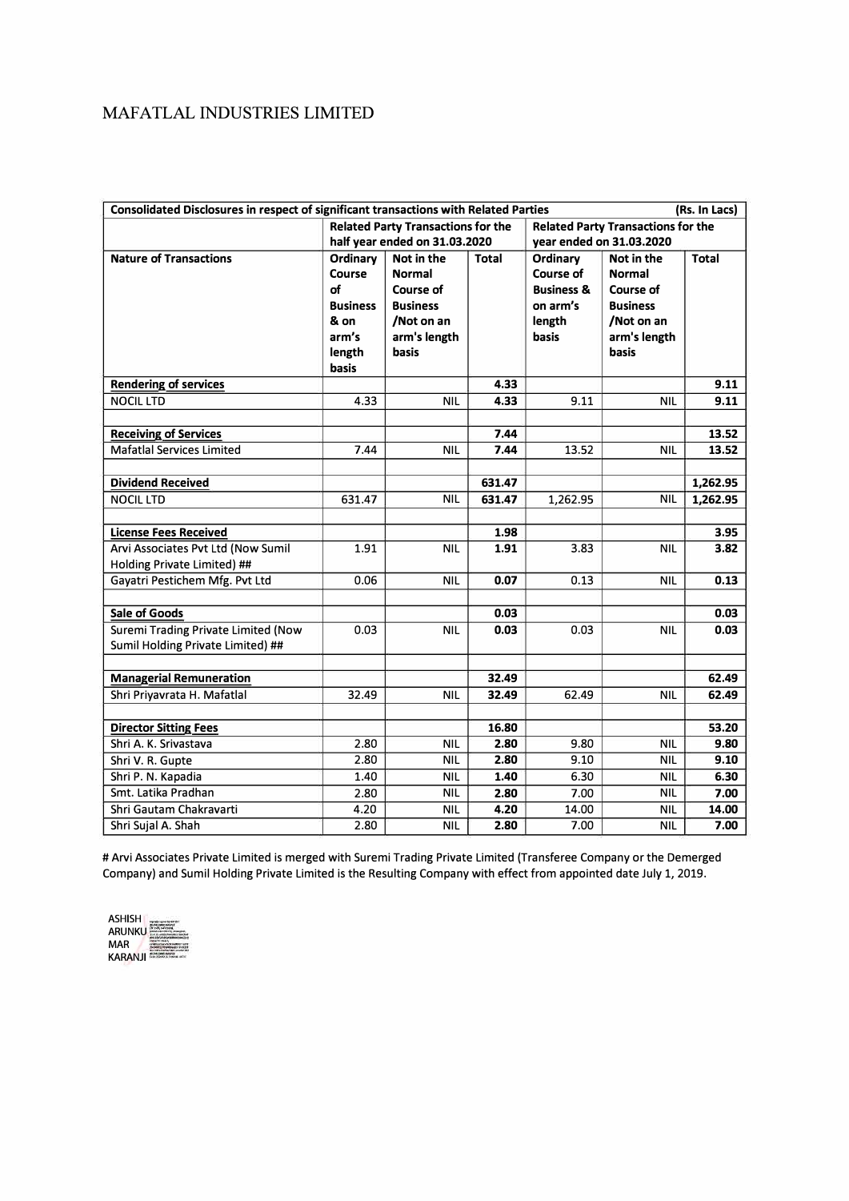MAFATLAL INDUSTRIES LIMITED

| Consolidated Disclosures in respect of significant transactions with Related Parties | | | | | | (Rs. In Lacs) |
|---|---|---|---|---|---|---|
| | Related Party Transactions for the half year ended on 31.03.2020 | | | Related Party Transactions for the year ended on 31.03.2020 | | |
| **Nature of Transactions** | **Ordinary Course of Business & on arm's length basis** | **Not in the Normal Course of Business /Not on an arm's length basis** | **Total** | **Ordinary Course of Business & on arm's length basis** | **Not in the Normal Course of Business /Not on an arm's length basis** | **Total** |
| **Rendering of services** | | | **4.33** | | | **9.11** |
| NOCIL LTD | 4.33 | NIL | **4.33** | 9.11 | NIL | **9.11** |
| | | | | | | |
| **Receiving of Services** | | | **7.44** | | | **13.52** |
| Mafatlal Services Limited | 7.44 | NIL | **7.44** | 13.52 | NIL | **13.52** |
| | | | | | | |
| **Dividend Received** | | | **631.47** | | | **1,262.95** |
| NOCIL LTD | 631.47 | NIL | **631.47** | 1,262.95 | NIL | **1,262.95** |
| | | | | | | |
| **License Fees Received** | | | **1.98** | | | **3.95** |
| Arvi Associates Pvt Ltd (Now Sumil Holding Private Limited) ## | 1.91 | NIL | **1.91** | 3.83 | NIL | **3.82** |
| Gayatri Pestichem Mfg. Pvt Ltd | 0.06 | NIL | **0.07** | 0.13 | NIL | **0.13** |
| | | | | | | |
| **Sale of Goods** | | | **0.03** | | | **0.03** |
| Suremi Trading Private Limited (Now Sumil Holding Private Limited) ## | 0.03 | NIL | **0.03** | 0.03 | NIL | **0.03** |
| | | | | | | |
| **Managerial Remuneration** | | | **32.49** | | | **62.49** |
| Shri Priyavrata H. Mafatlal | 32.49 | NIL | **32.49** | 62.49 | NIL | **62.49** |
| | | | | | | |
| **Director Sitting Fees** | | | **16.80** | | | **53.20** |
| Shri A. K. Srivastava | 2.80 | NIL | **2.80** | 9.80 | NIL | **9.80** |
| Shri V. R. Gupte | 2.80 | NIL | **2.80** | 9.10 | NIL | **9.10** |
| Shri P. N. Kapadia | 1.40 | NIL | **1.40** | 6.30 | NIL | **6.30** |
| Smt. Latika Pradhan | 2.80 | NIL | **2.80** | 7.00 | NIL | **7.00** |
| Shri Gautam Chakravarti | 4.20 | NIL | **4.20** | 14.00 | NIL | **14.00** |
| Shri Sujal A. Shah | 2.80 | NIL | **2.80** | 7.00 | NIL | **7.00** |

# Arvi Associates Private Limited is merged with Suremi Trading Private Limited (Transferee Company or the Demerged Company) and Sumil Holding Private Limited is the Resulting Company with effect from appointed date July 1, 2019.

ASHISH ARUNKUMAR KARANJI